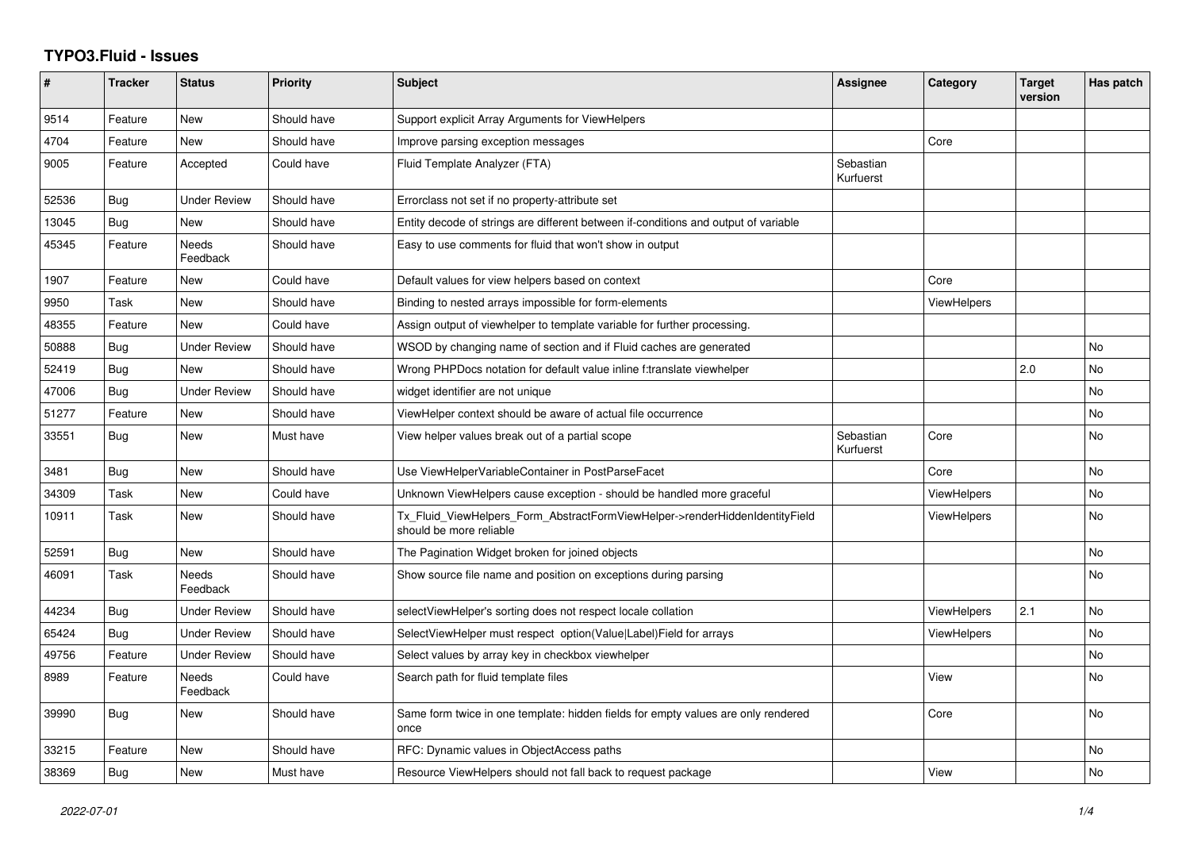# TYPO3.Fluid - Issues

| # | Tracker | Status | Priority | Subject | Assignee | Category | Target version | Has patch |
|---|---|---|---|---|---|---|---|---|
| 9514 | Feature | New | Should have | Support explicit Array Arguments for ViewHelpers | | | | |
| 4704 | Feature | New | Should have | Improve parsing exception messages | | Core | | |
| 9005 | Feature | Accepted | Could have | Fluid Template Analyzer (FTA) | Sebastian Kurfuerst | | | |
| 52536 | Bug | Under Review | Should have | Errorclass not set if no property-attribute set | | | | |
| 13045 | Bug | New | Should have | Entity decode of strings are different between if-conditions and output of variable | | | | |
| 45345 | Feature | Needs Feedback | Should have | Easy to use comments for fluid that won't show in output | | | | |
| 1907 | Feature | New | Could have | Default values for view helpers based on context | | Core | | |
| 9950 | Task | New | Should have | Binding to nested arrays impossible for form-elements | | ViewHelpers | | |
| 48355 | Feature | New | Could have | Assign output of viewhelper to template variable for further processing. | | | | |
| 50888 | Bug | Under Review | Should have | WSOD by changing name of section and if Fluid caches are generated | | | | No |
| 52419 | Bug | New | Should have | Wrong PHPDocs notation for default value inline f:translate viewhelper | | | 2.0 | No |
| 47006 | Bug | Under Review | Should have | widget identifier are not unique | | | | No |
| 51277 | Feature | New | Should have | ViewHelper context should be aware of actual file occurrence | | | | No |
| 33551 | Bug | New | Must have | View helper values break out of a partial scope | Sebastian Kurfuerst | Core | | No |
| 3481 | Bug | New | Should have | Use ViewHelperVariableContainer in PostParseFacet | | Core | | No |
| 34309 | Task | New | Could have | Unknown ViewHelpers cause exception - should be handled more graceful | | ViewHelpers | | No |
| 10911 | Task | New | Should have | Tx_Fluid_ViewHelpers_Form_AbstractFormViewHelper->renderHiddenIdentityField should be more reliable | | ViewHelpers | | No |
| 52591 | Bug | New | Should have | The Pagination Widget broken for joined objects | | | | No |
| 46091 | Task | Needs Feedback | Should have | Show source file name and position on exceptions during parsing | | | | No |
| 44234 | Bug | Under Review | Should have | selectViewHelper's sorting does not respect locale collation | | ViewHelpers | 2.1 | No |
| 65424 | Bug | Under Review | Should have | SelectViewHelper must respect option(Value\|Label)Field for arrays | | ViewHelpers | | No |
| 49756 | Feature | Under Review | Should have | Select values by array key in checkbox viewhelper | | | | No |
| 8989 | Feature | Needs Feedback | Could have | Search path for fluid template files | | View | | No |
| 39990 | Bug | New | Should have | Same form twice in one template: hidden fields for empty values are only rendered once | | Core | | No |
| 33215 | Feature | New | Should have | RFC: Dynamic values in ObjectAccess paths | | | | No |
| 38369 | Bug | New | Must have | Resource ViewHelpers should not fall back to request package | | View | | No |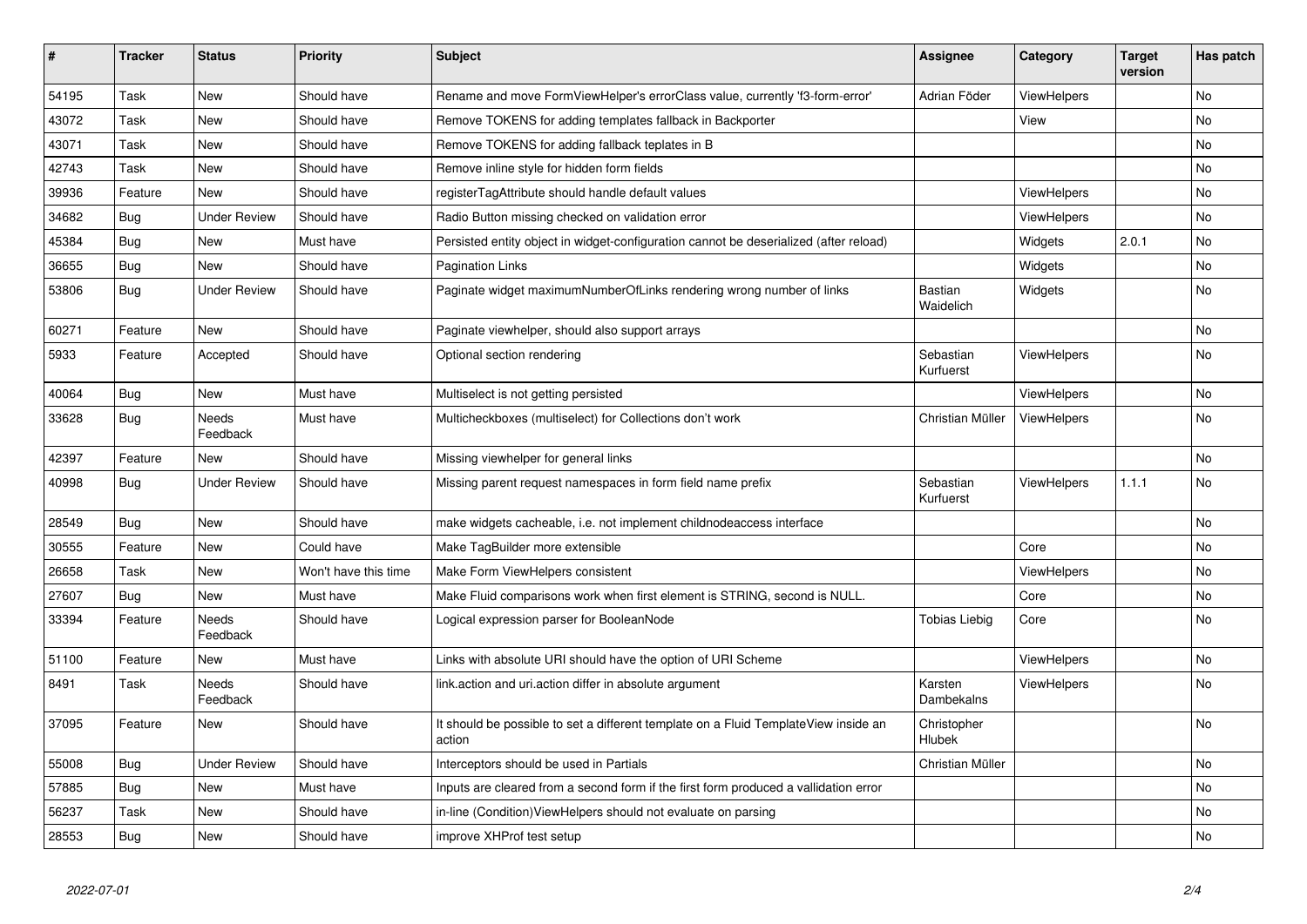| # | Tracker | Status | Priority | Subject | Assignee | Category | Target version | Has patch |
|---|---|---|---|---|---|---|---|---|
| 54195 | Task | New | Should have | Rename and move FormViewHelper's errorClass value, currently 'f3-form-error' | Adrian Föder | ViewHelpers | | No |
| 43072 | Task | New | Should have | Remove TOKENS for adding templates fallback in Backporter | | View | | No |
| 43071 | Task | New | Should have | Remove TOKENS for adding fallback teplates in B | | | | No |
| 42743 | Task | New | Should have | Remove inline style for hidden form fields | | | | No |
| 39936 | Feature | New | Should have | registerTagAttribute should handle default values | | ViewHelpers | | No |
| 34682 | Bug | Under Review | Should have | Radio Button missing checked on validation error | | ViewHelpers | | No |
| 45384 | Bug | New | Must have | Persisted entity object in widget-configuration cannot be deserialized (after reload) | | Widgets | 2.0.1 | No |
| 36655 | Bug | New | Should have | Pagination Links | | Widgets | | No |
| 53806 | Bug | Under Review | Should have | Paginate widget maximumNumberOfLinks rendering wrong number of links | Bastian Waidelich | Widgets | | No |
| 60271 | Feature | New | Should have | Paginate viewhelper, should also support arrays | | | | No |
| 5933 | Feature | Accepted | Should have | Optional section rendering | Sebastian Kurfuerst | ViewHelpers | | No |
| 40064 | Bug | New | Must have | Multiselect is not getting persisted | | ViewHelpers | | No |
| 33628 | Bug | Needs Feedback | Must have | Multicheckboxes (multiselect) for Collections don't work | Christian Müller | ViewHelpers | | No |
| 42397 | Feature | New | Should have | Missing viewhelper for general links | | | | No |
| 40998 | Bug | Under Review | Should have | Missing parent request namespaces in form field name prefix | Sebastian Kurfuerst | ViewHelpers | 1.1.1 | No |
| 28549 | Bug | New | Should have | make widgets cacheable, i.e. not implement childnodeaccess interface | | | | No |
| 30555 | Feature | New | Could have | Make TagBuilder more extensible | | Core | | No |
| 26658 | Task | New | Won't have this time | Make Form ViewHelpers consistent | | ViewHelpers | | No |
| 27607 | Bug | New | Must have | Make Fluid comparisons work when first element is STRING, second is NULL. | | Core | | No |
| 33394 | Feature | Needs Feedback | Should have | Logical expression parser for BooleanNode | Tobias Liebig | Core | | No |
| 51100 | Feature | New | Must have | Links with absolute URI should have the option of URI Scheme | | ViewHelpers | | No |
| 8491 | Task | Needs Feedback | Should have | link.action and uri.action differ in absolute argument | Karsten Dambekalns | ViewHelpers | | No |
| 37095 | Feature | New | Should have | It should be possible to set a different template on a Fluid TemplateView inside an action | Christopher Hlubek | | | No |
| 55008 | Bug | Under Review | Should have | Interceptors should be used in Partials | Christian Müller | | | No |
| 57885 | Bug | New | Must have | Inputs are cleared from a second form if the first form produced a vallidation error | | | | No |
| 56237 | Task | New | Should have | in-line (Condition)ViewHelpers should not evaluate on parsing | | | | No |
| 28553 | Bug | New | Should have | improve XHProf test setup | | | | No |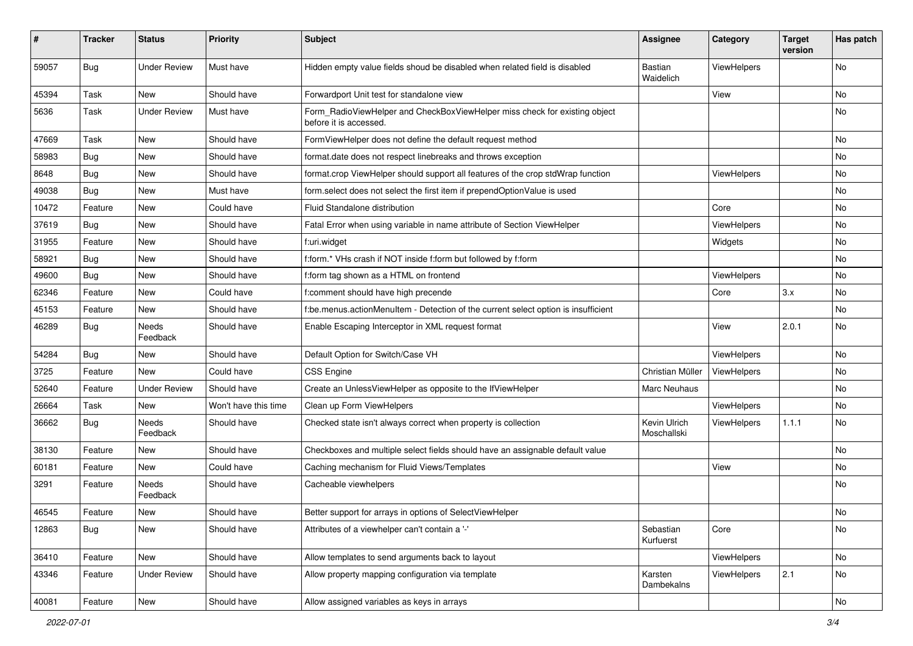| # | Tracker | Status | Priority | Subject | Assignee | Category | Target version | Has patch |
|---|---|---|---|---|---|---|---|---|
| 59057 | Bug | Under Review | Must have | Hidden empty value fields shoud be disabled when related field is disabled | Bastian Waidelich | ViewHelpers | | No |
| 45394 | Task | New | Should have | Forwardport Unit test for standalone view | | View | | No |
| 5636 | Task | Under Review | Must have | Form_RadioViewHelper and CheckBoxViewHelper miss check for existing object before it is accessed. | | | | No |
| 47669 | Task | New | Should have | FormViewHelper does not define the default request method | | | | No |
| 58983 | Bug | New | Should have | format.date does not respect linebreaks and throws exception | | | | No |
| 8648 | Bug | New | Should have | format.crop ViewHelper should support all features of the crop stdWrap function | | ViewHelpers | | No |
| 49038 | Bug | New | Must have | form.select does not select the first item if prependOptionValue is used | | | | No |
| 10472 | Feature | New | Could have | Fluid Standalone distribution | | Core | | No |
| 37619 | Bug | New | Should have | Fatal Error when using variable in name attribute of Section ViewHelper | | ViewHelpers | | No |
| 31955 | Feature | New | Should have | f:uri.widget | | Widgets | | No |
| 58921 | Bug | New | Should have | f:form.* VHs crash if NOT inside f:form but followed by f:form | | | | No |
| 49600 | Bug | New | Should have | f:form tag shown as a HTML on frontend | | ViewHelpers | | No |
| 62346 | Feature | New | Could have | f:comment should have high precende | | Core | 3.x | No |
| 45153 | Feature | New | Should have | f:be.menus.actionMenuItem - Detection of the current select option is insufficient | | | | No |
| 46289 | Bug | Needs Feedback | Should have | Enable Escaping Interceptor in XML request format | | View | 2.0.1 | No |
| 54284 | Bug | New | Should have | Default Option for Switch/Case VH | | ViewHelpers | | No |
| 3725 | Feature | New | Could have | CSS Engine | Christian Müller | ViewHelpers | | No |
| 52640 | Feature | Under Review | Should have | Create an UnlessViewHelper as opposite to the IfViewHelper | Marc Neuhaus | | | No |
| 26664 | Task | New | Won't have this time | Clean up Form ViewHelpers | | ViewHelpers | | No |
| 36662 | Bug | Needs Feedback | Should have | Checked state isn't always correct when property is collection | Kevin Ulrich Moschallski | ViewHelpers | 1.1.1 | No |
| 38130 | Feature | New | Should have | Checkboxes and multiple select fields should have an assignable default value | | | | No |
| 60181 | Feature | New | Could have | Caching mechanism for Fluid Views/Templates | | View | | No |
| 3291 | Feature | Needs Feedback | Should have | Cacheable viewhelpers | | | | No |
| 46545 | Feature | New | Should have | Better support for arrays in options of SelectViewHelper | | | | No |
| 12863 | Bug | New | Should have | Attributes of a viewhelper can't contain a '-' | Sebastian Kurfuerst | Core | | No |
| 36410 | Feature | New | Should have | Allow templates to send arguments back to layout | | ViewHelpers | | No |
| 43346 | Feature | Under Review | Should have | Allow property mapping configuration via template | Karsten Dambekalns | ViewHelpers | 2.1 | No |
| 40081 | Feature | New | Should have | Allow assigned variables as keys in arrays | | | | No |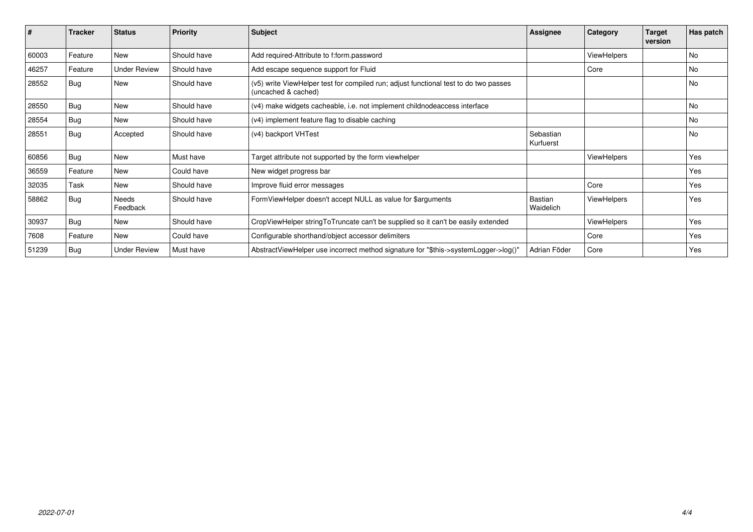| # | Tracker | Status | Priority | Subject | Assignee | Category | Target version | Has patch |
|---|---|---|---|---|---|---|---|---|
| 60003 | Feature | New | Should have | Add required-Attribute to f:form.password | | ViewHelpers | | No |
| 46257 | Feature | Under Review | Should have | Add escape sequence support for Fluid | | Core | | No |
| 28552 | Bug | New | Should have | (v5) write ViewHelper test for compiled run; adjust functional test to do two passes (uncached & cached) | | | | No |
| 28550 | Bug | New | Should have | (v4) make widgets cacheable, i.e. not implement childnodeaccess interface | | | | No |
| 28554 | Bug | New | Should have | (v4) implement feature flag to disable caching | | | | No |
| 28551 | Bug | Accepted | Should have | (v4) backport VHTest | Sebastian Kurfuerst | | | No |
| 60856 | Bug | New | Must have | Target attribute not supported by the form viewhelper | | ViewHelpers | | Yes |
| 36559 | Feature | New | Could have | New widget progress bar | | | | Yes |
| 32035 | Task | New | Should have | Improve fluid error messages | | Core | | Yes |
| 58862 | Bug | Needs Feedback | Should have | FormViewHelper doesn't accept NULL as value for $arguments | Bastian Waidelich | ViewHelpers | | Yes |
| 30937 | Bug | New | Should have | CropViewHelper stringToTruncate can't be supplied so it can't be easily extended | | ViewHelpers | | Yes |
| 7608 | Feature | New | Could have | Configurable shorthand/object accessor delimiters | | Core | | Yes |
| 51239 | Bug | Under Review | Must have | AbstractViewHelper use incorrect method signature for "$this->systemLogger->log()" | Adrian Föder | Core | | Yes |